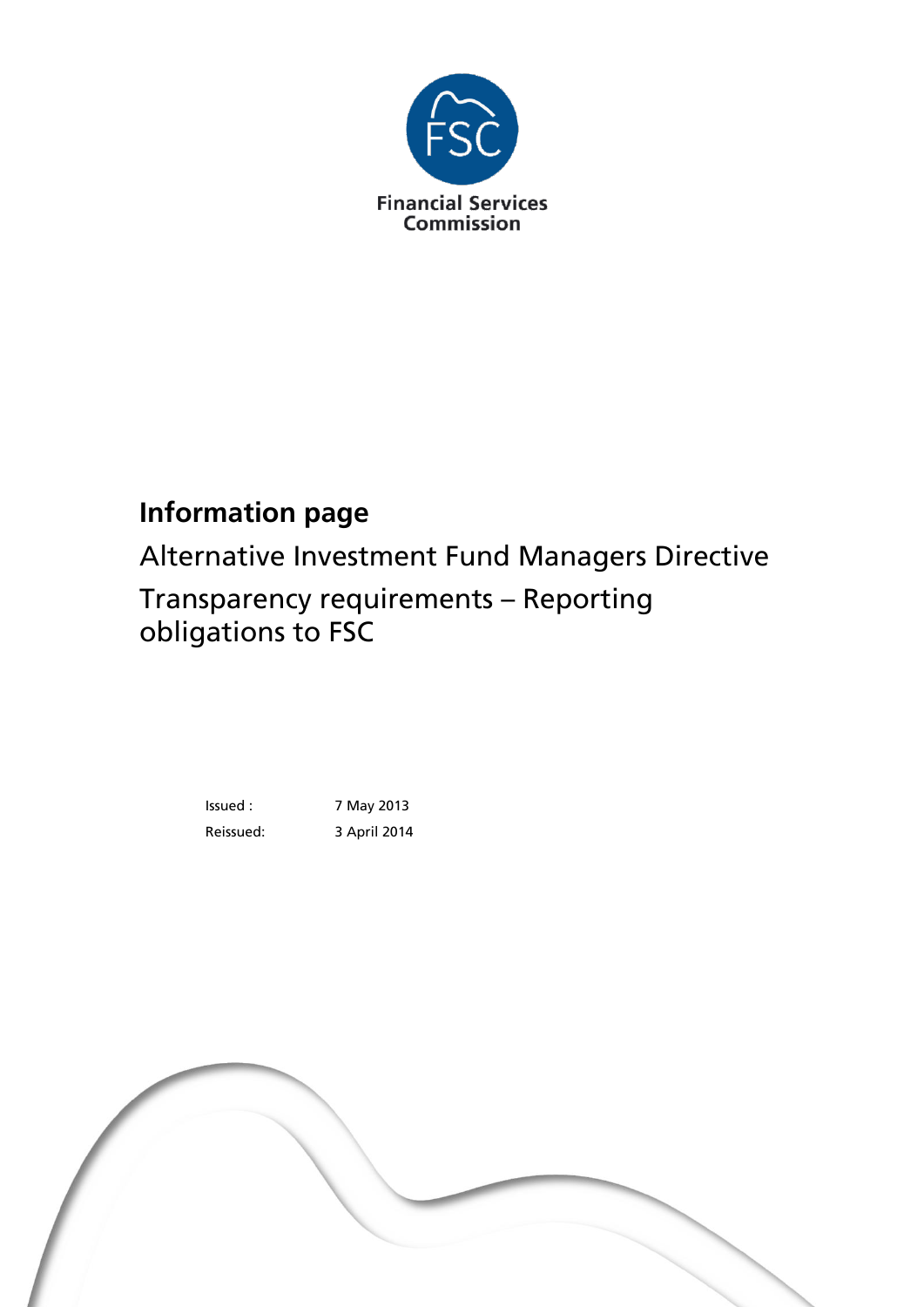Financial Services Commission

# Information page

## Alternative Investment Fund Managers Directive

## Transparency requirements – Reporting obligations to FSC

Issued : 7 May 2013

Reissued: 3 April 2014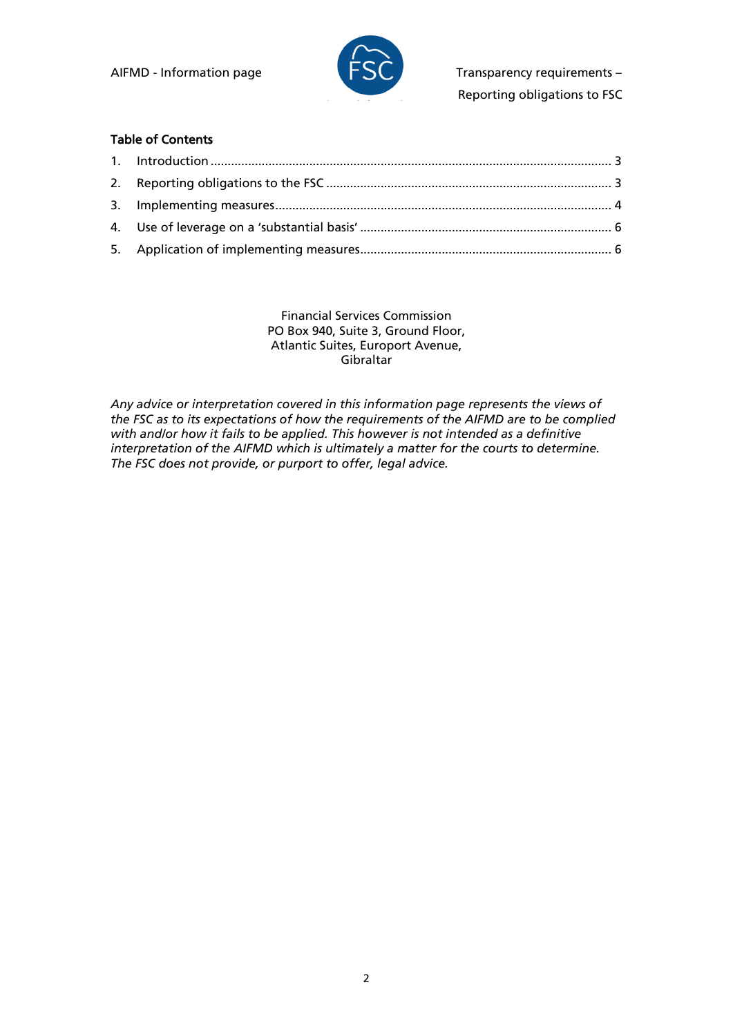**Table of Contents**

1. Introduction ........................................................................................................ 3
2. Reporting obligations to the FSC ........................................................................ 3
3. Implementing measures ....................................................................................... 4
4. Use of leverage on a 'substantial basis' ............................................................. 6
5. Application of implementing measures ............................................................... 6

Financial Services Commission
PO Box 940, Suite 3, Ground Floor,
Atlantic Suites, Europort Avenue,
Gibraltar

*Any advice or interpretation covered in this information page represents the views of the FSC as to its expectations of how the requirements of the AIFMD are to be complied with and/or how it fails to be applied. This however is not intended as a definitive interpretation of the AIFMD which is ultimately a matter for the courts to determine. The FSC does not provide, or purport to offer, legal advice.*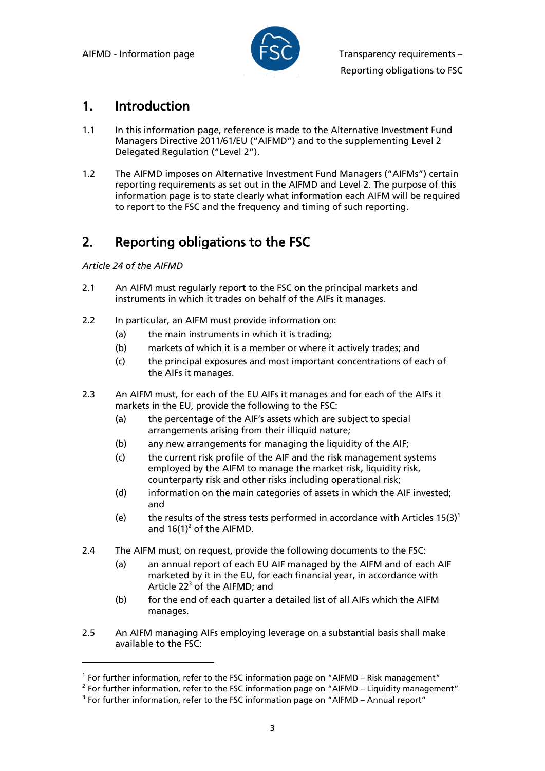## 1. Introduction

1.1 In this information page, reference is made to the Alternative Investment Fund Managers Directive 2011/61/EU ("AIFMD") and to the supplementing Level 2 Delegated Regulation ("Level 2").

1.2 The AIFMD imposes on Alternative Investment Fund Managers ("AIFMs") certain reporting requirements as set out in the AIFMD and Level 2. The purpose of this information page is to state clearly what information each AIFM will be required to report to the FSC and the frequency and timing of such reporting.

## 2. Reporting obligations to the FSC

*Article 24 of the AIFMD*

2.1 An AIFM must regularly report to the FSC on the principal markets and instruments in which it trades on behalf of the AIFs it manages.

2.2 In particular, an AIFM must provide information on:

- (a) the main instruments in which it is trading;
- (b) markets of which it is a member or where it actively trades; and
- (c) the principal exposures and most important concentrations of each of the AIFs it manages.

2.3 An AIFM must, for each of the EU AIFs it manages and for each of the AIFs it markets in the EU, provide the following to the FSC:

- (a) the percentage of the AIF's assets which are subject to special arrangements arising from their illiquid nature;
- (b) any new arrangements for managing the liquidity of the AIF;
- (c) the current risk profile of the AIF and the risk management systems employed by the AIFM to manage the market risk, liquidity risk, counterparty risk and other risks including operational risk;
- (d) information on the main categories of assets in which the AIF invested; and
- (e) the results of the stress tests performed in accordance with Articles 15(3)[1] and 16(1)[2] of the AIFMD.

2.4 The AIFM must, on request, provide the following documents to the FSC:

- (a) an annual report of each EU AIF managed by the AIFM and of each AIF marketed by it in the EU, for each financial year, in accordance with Article 22[3] of the AIFMD; and
- (b) for the end of each quarter a detailed list of all AIFs which the AIFM manages.

2.5 An AIFM managing AIFs employing leverage on a substantial basis shall make available to the FSC:

---

[1] For further information, refer to the FSC information page on "AIFMD – Risk management"

[2] For further information, refer to the FSC information page on "AIFMD – Liquidity management"

[3] For further information, refer to the FSC information page on "AIFMD – Annual report"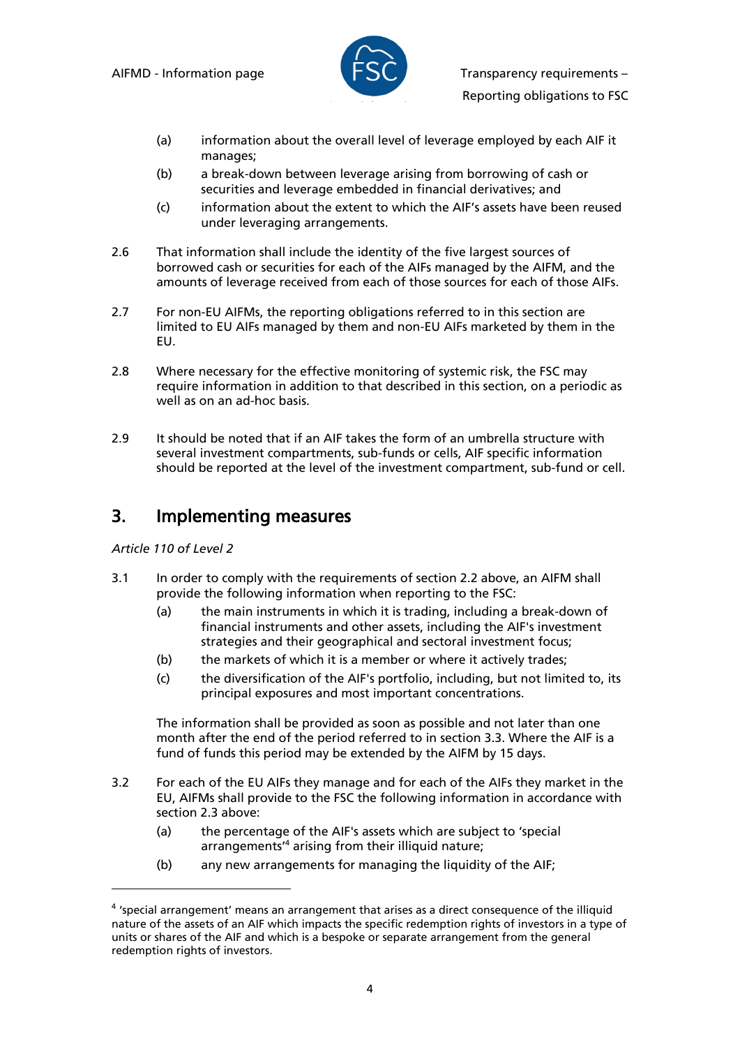(a) information about the overall level of leverage employed by each AIF it manages;

(b) a break-down between leverage arising from borrowing of cash or securities and leverage embedded in financial derivatives; and

(c) information about the extent to which the AIF's assets have been reused under leveraging arrangements.

2.6 That information shall include the identity of the five largest sources of borrowed cash or securities for each of the AIFs managed by the AIFM, and the amounts of leverage received from each of those sources for each of those AIFs.

2.7 For non-EU AIFMs, the reporting obligations referred to in this section are limited to EU AIFs managed by them and non-EU AIFs marketed by them in the EU.

2.8 Where necessary for the effective monitoring of systemic risk, the FSC may require information in addition to that described in this section, on a periodic as well as on an ad-hoc basis.

2.9 It should be noted that if an AIF takes the form of an umbrella structure with several investment compartments, sub-funds or cells, AIF specific information should be reported at the level of the investment compartment, sub-fund or cell.

## 3. Implementing measures

*Article 110 of Level 2*

3.1 In order to comply with the requirements of section 2.2 above, an AIFM shall provide the following information when reporting to the FSC:

(a) the main instruments in which it is trading, including a break-down of financial instruments and other assets, including the AIF's investment strategies and their geographical and sectoral investment focus;

(b) the markets of which it is a member or where it actively trades;

(c) the diversification of the AIF's portfolio, including, but not limited to, its principal exposures and most important concentrations.

The information shall be provided as soon as possible and not later than one month after the end of the period referred to in section 3.3. Where the AIF is a fund of funds this period may be extended by the AIFM by 15 days.

3.2 For each of the EU AIFs they manage and for each of the AIFs they market in the EU, AIFMs shall provide to the FSC the following information in accordance with section 2.3 above:

(a) the percentage of the AIF's assets which are subject to 'special arrangements'[4] arising from their illiquid nature;

(b) any new arrangements for managing the liquidity of the AIF;

---

[4] 'special arrangement' means an arrangement that arises as a direct consequence of the illiquid nature of the assets of an AIF which impacts the specific redemption rights of investors in a type of units or shares of the AIF and which is a bespoke or separate arrangement from the general redemption rights of investors.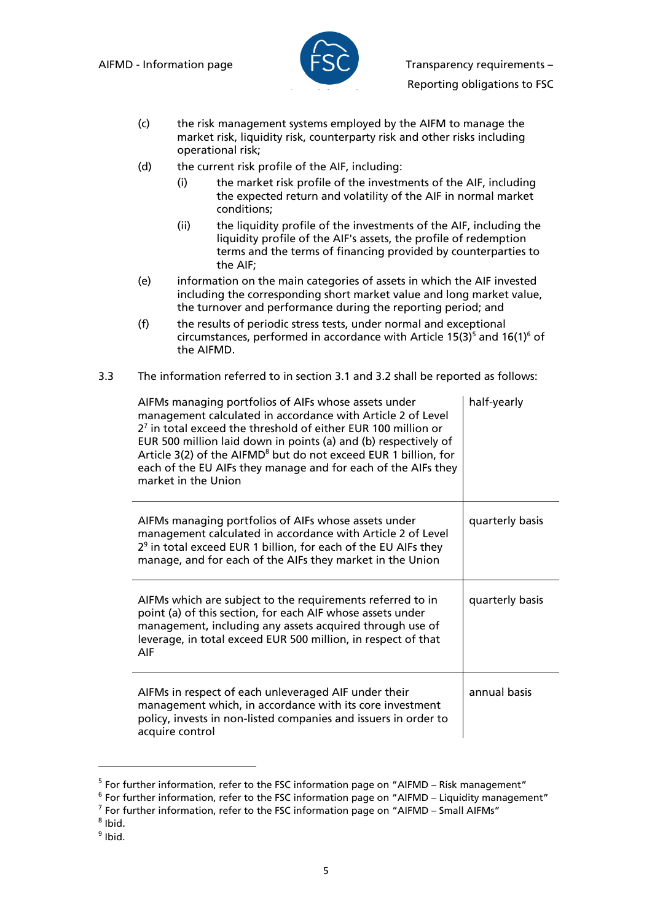(c) the risk management systems employed by the AIFM to manage the market risk, liquidity risk, counterparty risk and other risks including operational risk;

(d) the current risk profile of the AIF, including:

  (i) the market risk profile of the investments of the AIF, including the expected return and volatility of the AIF in normal market conditions;

  (ii) the liquidity profile of the investments of the AIF, including the liquidity profile of the AIF's assets, the profile of redemption terms and the terms of financing provided by counterparties to the AIF;

(e) information on the main categories of assets in which the AIF invested including the corresponding short market value and long market value, the turnover and performance during the reporting period; and

(f) the results of periodic stress tests, under normal and exceptional circumstances, performed in accordance with Article 15(3)[5] and 16(1)[6] of the AIFMD.

3.3 The information referred to in section 3.1 and 3.2 shall be reported as follows:

| | |
|---|---|
| AIFMs managing portfolios of AIFs whose assets under management calculated in accordance with Article 2 of Level 2[7] in total exceed the threshold of either EUR 100 million or EUR 500 million laid down in points (a) and (b) respectively of Article 3(2) of the AIFMD[8] but do not exceed EUR 1 billion, for each of the EU AIFs they manage and for each of the AIFs they market in the Union | half-yearly |
| AIFMs managing portfolios of AIFs whose assets under management calculated in accordance with Article 2 of Level 2[9] in total exceed EUR 1 billion, for each of the EU AIFs they manage, and for each of the AIFs they market in the Union | quarterly basis |
| AIFMs which are subject to the requirements referred to in point (a) of this section, for each AIF whose assets under management, including any assets acquired through use of leverage, in total exceed EUR 500 million, in respect of that AIF | quarterly basis |
| AIFMs in respect of each unleveraged AIF under their management which, in accordance with its core investment policy, invests in non-listed companies and issuers in order to acquire control | annual basis |

[5] For further information, refer to the FSC information page on "AIFMD – Risk management"

[6] For further information, refer to the FSC information page on "AIFMD – Liquidity management"

[7] For further information, refer to the FSC information page on "AIFMD – Small AIFMs"

[8] Ibid.

[9] Ibid.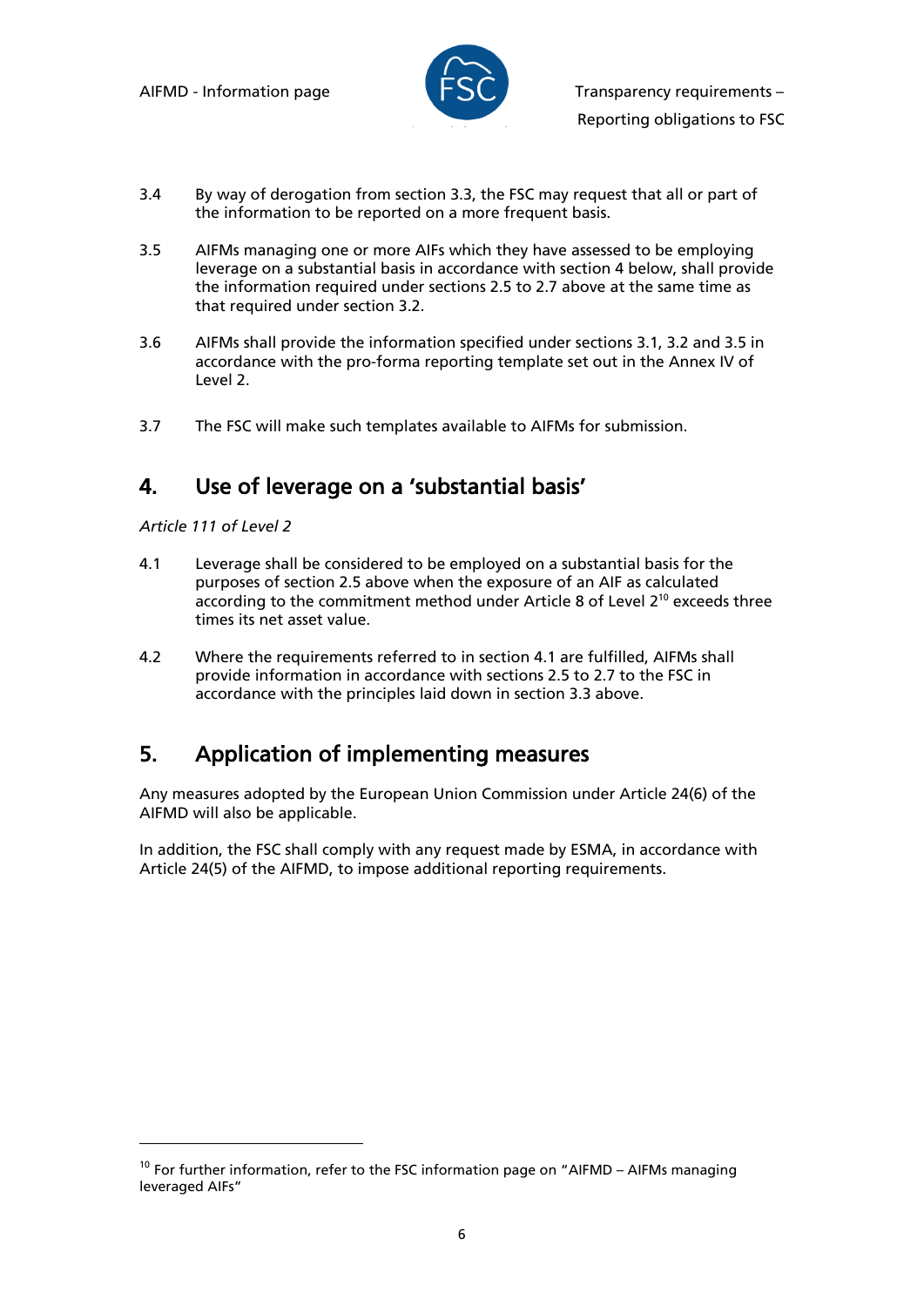3.4 By way of derogation from section 3.3, the FSC may request that all or part of the information to be reported on a more frequent basis.

3.5 AIFMs managing one or more AIFs which they have assessed to be employing leverage on a substantial basis in accordance with section 4 below, shall provide the information required under sections 2.5 to 2.7 above at the same time as that required under section 3.2.

3.6 AIFMs shall provide the information specified under sections 3.1, 3.2 and 3.5 in accordance with the pro-forma reporting template set out in the Annex IV of Level 2.

3.7 The FSC will make such templates available to AIFMs for submission.

## 4. Use of leverage on a 'substantial basis'

*Article 111 of Level 2*

4.1 Leverage shall be considered to be employed on a substantial basis for the purposes of section 2.5 above when the exposure of an AIF as calculated according to the commitment method under Article 8 of Level 2[10] exceeds three times its net asset value.

4.2 Where the requirements referred to in section 4.1 are fulfilled, AIFMs shall provide information in accordance with sections 2.5 to 2.7 to the FSC in accordance with the principles laid down in section 3.3 above.

## 5. Application of implementing measures

Any measures adopted by the European Union Commission under Article 24(6) of the AIFMD will also be applicable.

In addition, the FSC shall comply with any request made by ESMA, in accordance with Article 24(5) of the AIFMD, to impose additional reporting requirements.

---

[10] For further information, refer to the FSC information page on "AIFMD – AIFMs managing leveraged AIFs"